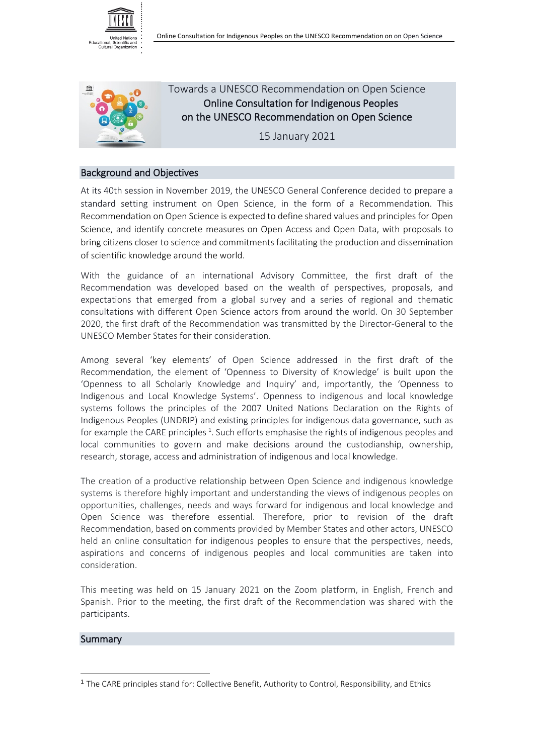# Towards a UNESCO Recommendation on Open Science

## Online Consultation for Indigenous Peoples on the UNESCO Recommendation on Open Science

15 January 2021

## Background and Objectives

At its 40th session in November 2019, the UNESCO General Conference decided to prepare a standard setting instrument on Open Science, in the form of a Recommendation. This Recommendation on Open Science is expected to define shared values and principles for Open Science, and identify concrete measures on Open Access and Open Data, with proposals to bring citizens closer to science and commitments facilitating the production and dissemination of scientific knowledge around the world.

With the guidance of an international Advisory Committee, the first draft of the Recommendation was developed based on the wealth of perspectives, proposals, and expectations that emerged from a global survey and a series of regional and thematic consultations with different Open Science actors from around the world. On 30 September 2020, the first draft of the Recommendation was transmitted by the Director-General to the UNESCO Member States for their consideration.

Among several 'key elements' of Open Science addressed in the first draft of the Recommendation, the element of 'Openness to Diversity of Knowledge' is built upon the 'Openness to all Scholarly Knowledge and Inquiry' and, importantly, the 'Openness to Indigenous and Local Knowledge Systems'. Openness to indigenous and local knowledge systems follows the principles of the 2007 United Nations Declaration on the Rights of Indigenous Peoples (UNDRIP) and existing principles for indigenous data governance, such as for example the CARE principles [1]. Such efforts emphasise the rights of indigenous peoples and local communities to govern and make decisions around the custodianship, ownership, research, storage, access and administration of indigenous and local knowledge.

The creation of a productive relationship between Open Science and indigenous knowledge systems is therefore highly important and understanding the views of indigenous peoples on opportunities, challenges, needs and ways forward for indigenous and local knowledge and Open Science was therefore essential. Therefore, prior to revision of the draft Recommendation, based on comments provided by Member States and other actors, UNESCO held an online consultation for indigenous peoples to ensure that the perspectives, needs, aspirations and concerns of indigenous peoples and local communities are taken into consideration.

This meeting was held on 15 January 2021 on the Zoom platform, in English, French and Spanish. Prior to the meeting, the first draft of the Recommendation was shared with the participants.

## Summary

[1] The CARE principles stand for: Collective Benefit, Authority to Control, Responsibility, and Ethics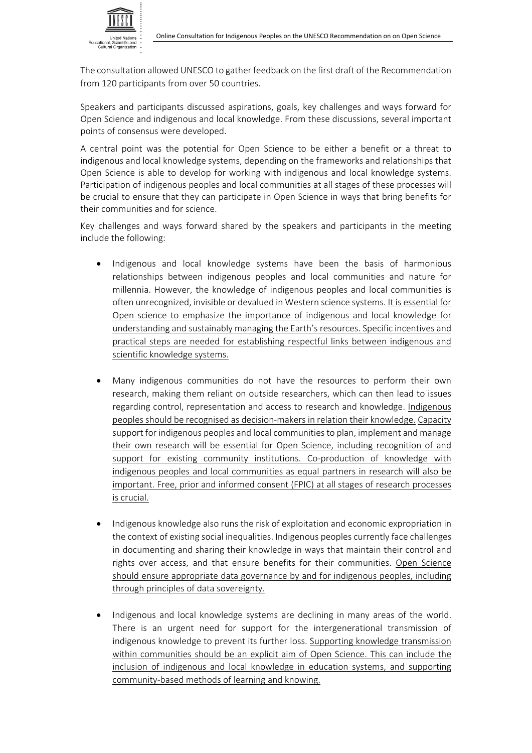The consultation allowed UNESCO to gather feedback on the first draft of the Recommendation from 120 participants from over 50 countries.

Speakers and participants discussed aspirations, goals, key challenges and ways forward for Open Science and indigenous and local knowledge. From these discussions, several important points of consensus were developed.

A central point was the potential for Open Science to be either a benefit or a threat to indigenous and local knowledge systems, depending on the frameworks and relationships that Open Science is able to develop for working with indigenous and local knowledge systems. Participation of indigenous peoples and local communities at all stages of these processes will be crucial to ensure that they can participate in Open Science in ways that bring benefits for their communities and for science.

Key challenges and ways forward shared by the speakers and participants in the meeting include the following:

- Indigenous and local knowledge systems have been the basis of harmonious relationships between indigenous peoples and local communities and nature for millennia. However, the knowledge of indigenous peoples and local communities is often unrecognized, invisible or devalued in Western science systems. <u>It is essential for Open science to emphasize the importance of indigenous and local knowledge for understanding and sustainably managing the Earth's resources. Specific incentives and practical steps are needed for establishing respectful links between indigenous and scientific knowledge systems.</u>

- Many indigenous communities do not have the resources to perform their own research, making them reliant on outside researchers, which can then lead to issues regarding control, representation and access to research and knowledge. <u>Indigenous peoples should be recognised as decision-makers in relation their knowledge.</u> <u>Capacity support for indigenous peoples and local communities to plan, implement and manage their own research will be essential for Open Science, including recognition of and support for existing community institutions. Co-production of knowledge with indigenous peoples and local communities as equal partners in research will also be important. Free, prior and informed consent (FPIC) at all stages of research processes is crucial.</u>

- Indigenous knowledge also runs the risk of exploitation and economic expropriation in the context of existing social inequalities. Indigenous peoples currently face challenges in documenting and sharing their knowledge in ways that maintain their control and rights over access, and that ensure benefits for their communities. <u>Open Science should ensure appropriate data governance by and for indigenous peoples, including through principles of data sovereignty.</u>

- Indigenous and local knowledge systems are declining in many areas of the world. There is an urgent need for support for the intergenerational transmission of indigenous knowledge to prevent its further loss. <u>Supporting knowledge transmission within communities should be an explicit aim of Open Science. This can include the inclusion of indigenous and local knowledge in education systems, and supporting community-based methods of learning and knowing.</u>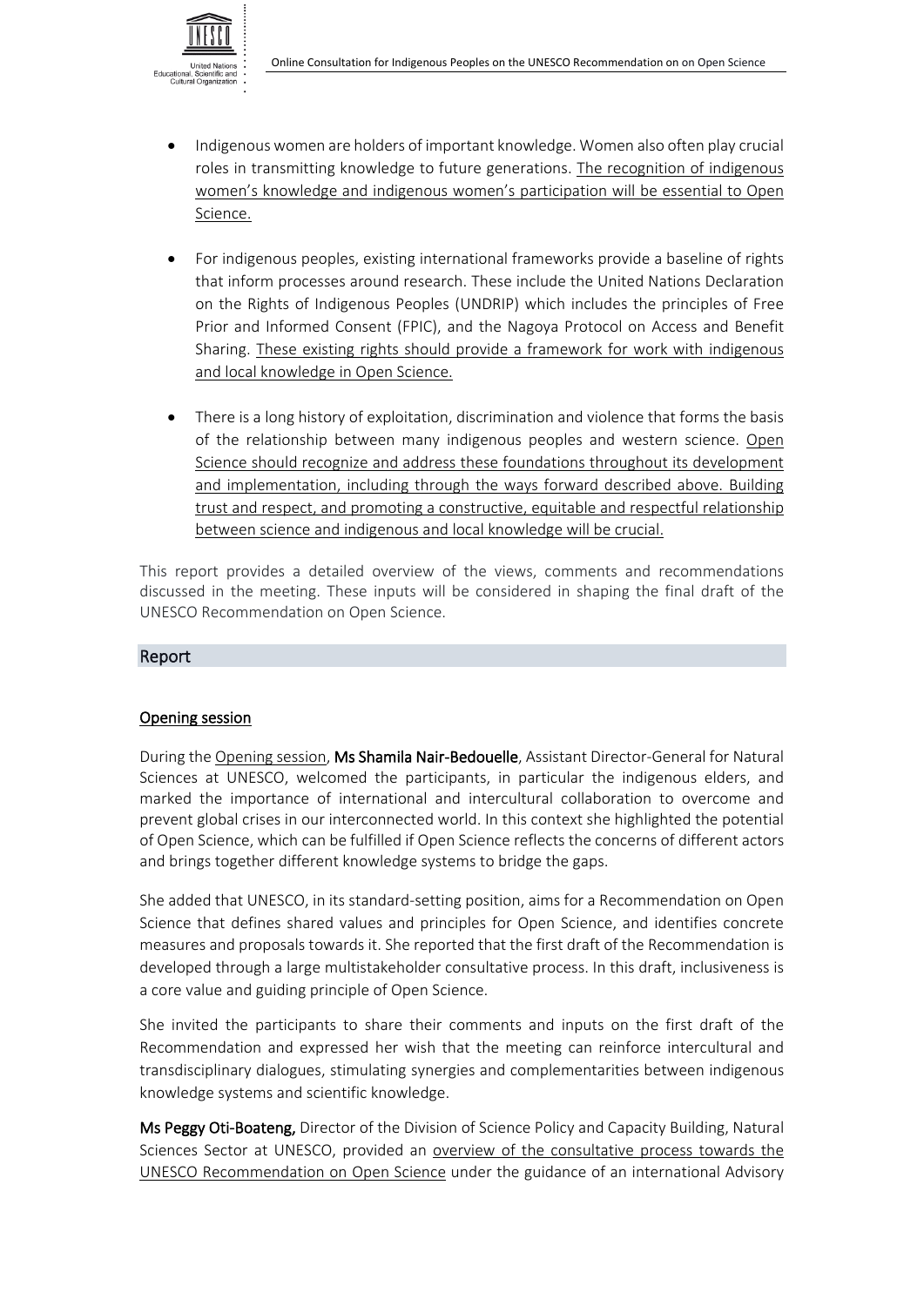- Indigenous women are holders of important knowledge. Women also often play crucial roles in transmitting knowledge to future generations. The recognition of indigenous women's knowledge and indigenous women's participation will be essential to Open Science.

- For indigenous peoples, existing international frameworks provide a baseline of rights that inform processes around research. These include the United Nations Declaration on the Rights of Indigenous Peoples (UNDRIP) which includes the principles of Free Prior and Informed Consent (FPIC), and the Nagoya Protocol on Access and Benefit Sharing. These existing rights should provide a framework for work with indigenous and local knowledge in Open Science.

- There is a long history of exploitation, discrimination and violence that forms the basis of the relationship between many indigenous peoples and western science. Open Science should recognize and address these foundations throughout its development and implementation, including through the ways forward described above. Building trust and respect, and promoting a constructive, equitable and respectful relationship between science and indigenous and local knowledge will be crucial.

This report provides a detailed overview of the views, comments and recommendations discussed in the meeting. These inputs will be considered in shaping the final draft of the UNESCO Recommendation on Open Science.

## Report

### Opening session

During the Opening session, **Ms Shamila Nair-Bedouelle**, Assistant Director-General for Natural Sciences at UNESCO, welcomed the participants, in particular the indigenous elders, and marked the importance of international and intercultural collaboration to overcome and prevent global crises in our interconnected world. In this context she highlighted the potential of Open Science, which can be fulfilled if Open Science reflects the concerns of different actors and brings together different knowledge systems to bridge the gaps.

She added that UNESCO, in its standard-setting position, aims for a Recommendation on Open Science that defines shared values and principles for Open Science, and identifies concrete measures and proposals towards it. She reported that the first draft of the Recommendation is developed through a large multistakeholder consultative process. In this draft, inclusiveness is a core value and guiding principle of Open Science.

She invited the participants to share their comments and inputs on the first draft of the Recommendation and expressed her wish that the meeting can reinforce intercultural and transdisciplinary dialogues, stimulating synergies and complementarities between indigenous knowledge systems and scientific knowledge.

**Ms Peggy Oti-Boateng,** Director of the Division of Science Policy and Capacity Building, Natural Sciences Sector at UNESCO, provided an overview of the consultative process towards the UNESCO Recommendation on Open Science under the guidance of an international Advisory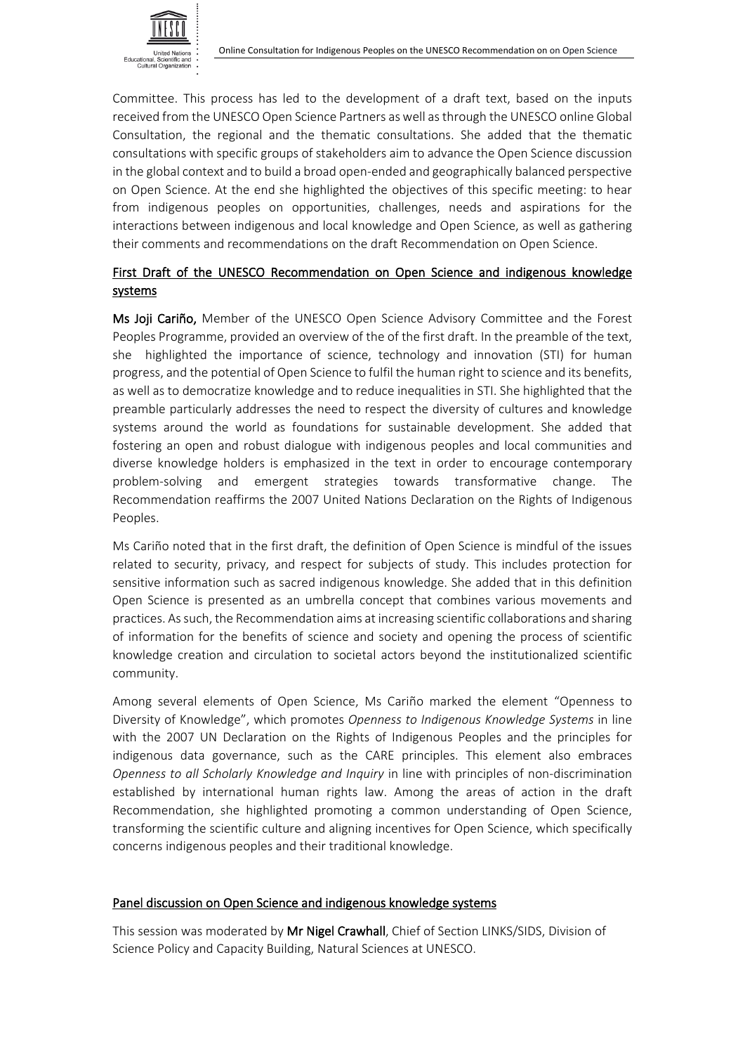Committee. This process has led to the development of a draft text, based on the inputs received from the UNESCO Open Science Partners as well as through the UNESCO online Global Consultation, the regional and the thematic consultations. She added that the thematic consultations with specific groups of stakeholders aim to advance the Open Science discussion in the global context and to build a broad open-ended and geographically balanced perspective on Open Science. At the end she highlighted the objectives of this specific meeting: to hear from indigenous peoples on opportunities, challenges, needs and aspirations for the interactions between indigenous and local knowledge and Open Science, as well as gathering their comments and recommendations on the draft Recommendation on Open Science.

## First Draft of the UNESCO Recommendation on Open Science and indigenous knowledge systems

**Ms Joji Cariño,** Member of the UNESCO Open Science Advisory Committee and the Forest Peoples Programme, provided an overview of the of the first draft. In the preamble of the text, she highlighted the importance of science, technology and innovation (STI) for human progress, and the potential of Open Science to fulfil the human right to science and its benefits, as well as to democratize knowledge and to reduce inequalities in STI. She highlighted that the preamble particularly addresses the need to respect the diversity of cultures and knowledge systems around the world as foundations for sustainable development. She added that fostering an open and robust dialogue with indigenous peoples and local communities and diverse knowledge holders is emphasized in the text in order to encourage contemporary problem-solving and emergent strategies towards transformative change. The Recommendation reaffirms the 2007 United Nations Declaration on the Rights of Indigenous Peoples.

Ms Cariño noted that in the first draft, the definition of Open Science is mindful of the issues related to security, privacy, and respect for subjects of study. This includes protection for sensitive information such as sacred indigenous knowledge. She added that in this definition Open Science is presented as an umbrella concept that combines various movements and practices. As such, the Recommendation aims at increasing scientific collaborations and sharing of information for the benefits of science and society and opening the process of scientific knowledge creation and circulation to societal actors beyond the institutionalized scientific community.

Among several elements of Open Science, Ms Cariño marked the element "Openness to Diversity of Knowledge", which promotes *Openness to Indigenous Knowledge Systems* in line with the 2007 UN Declaration on the Rights of Indigenous Peoples and the principles for indigenous data governance, such as the CARE principles. This element also embraces *Openness to all Scholarly Knowledge and Inquiry* in line with principles of non-discrimination established by international human rights law. Among the areas of action in the draft Recommendation, she highlighted promoting a common understanding of Open Science, transforming the scientific culture and aligning incentives for Open Science, which specifically concerns indigenous peoples and their traditional knowledge.

## Panel discussion on Open Science and indigenous knowledge systems

This session was moderated by **Mr Nigel Crawhall**, Chief of Section LINKS/SIDS, Division of Science Policy and Capacity Building, Natural Sciences at UNESCO.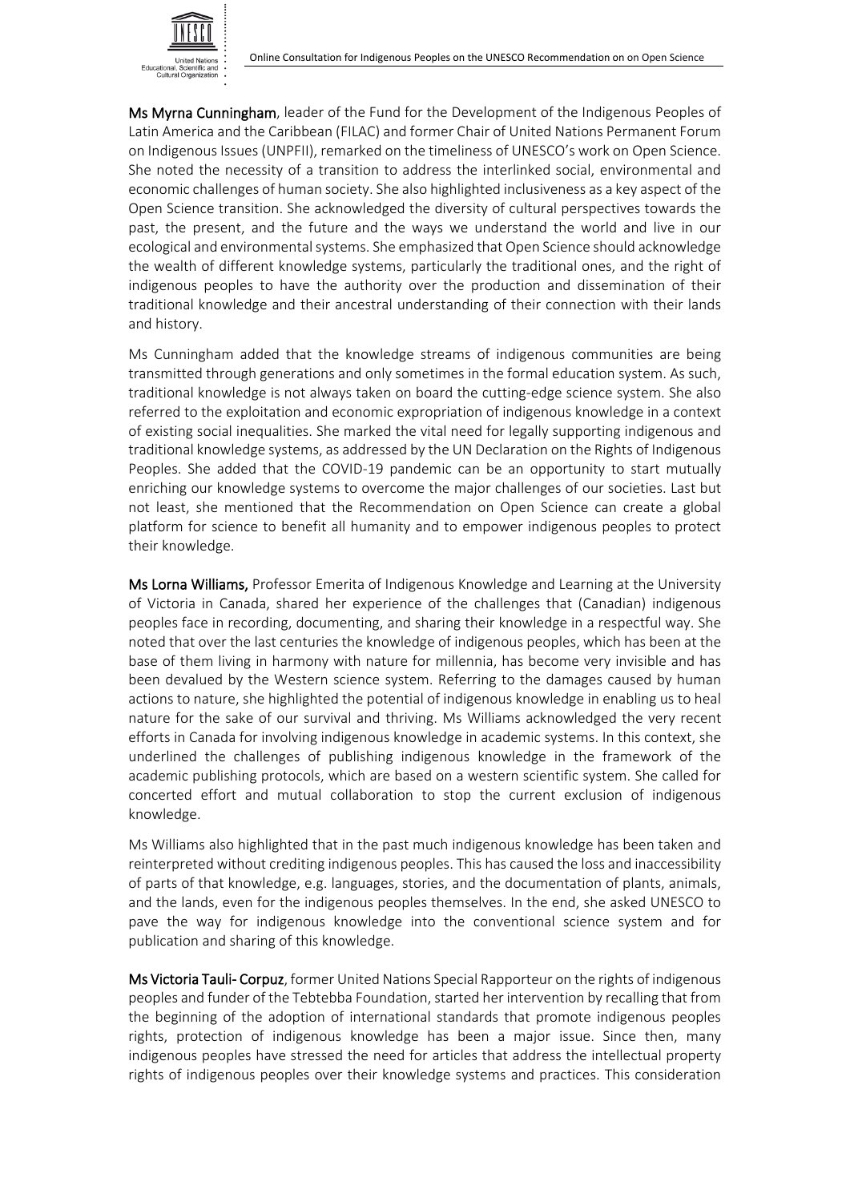**Ms Myrna Cunningham**, leader of the Fund for the Development of the Indigenous Peoples of Latin America and the Caribbean (FILAC) and former Chair of United Nations Permanent Forum on Indigenous Issues (UNPFII), remarked on the timeliness of UNESCO's work on Open Science. She noted the necessity of a transition to address the interlinked social, environmental and economic challenges of human society. She also highlighted inclusiveness as a key aspect of the Open Science transition. She acknowledged the diversity of cultural perspectives towards the past, the present, and the future and the ways we understand the world and live in our ecological and environmental systems. She emphasized that Open Science should acknowledge the wealth of different knowledge systems, particularly the traditional ones, and the right of indigenous peoples to have the authority over the production and dissemination of their traditional knowledge and their ancestral understanding of their connection with their lands and history.

Ms Cunningham added that the knowledge streams of indigenous communities are being transmitted through generations and only sometimes in the formal education system. As such, traditional knowledge is not always taken on board the cutting-edge science system. She also referred to the exploitation and economic expropriation of indigenous knowledge in a context of existing social inequalities. She marked the vital need for legally supporting indigenous and traditional knowledge systems, as addressed by the UN Declaration on the Rights of Indigenous Peoples. She added that the COVID-19 pandemic can be an opportunity to start mutually enriching our knowledge systems to overcome the major challenges of our societies. Last but not least, she mentioned that the Recommendation on Open Science can create a global platform for science to benefit all humanity and to empower indigenous peoples to protect their knowledge.

**Ms Lorna Williams,** Professor Emerita of Indigenous Knowledge and Learning at the University of Victoria in Canada, shared her experience of the challenges that (Canadian) indigenous peoples face in recording, documenting, and sharing their knowledge in a respectful way. She noted that over the last centuries the knowledge of indigenous peoples, which has been at the base of them living in harmony with nature for millennia, has become very invisible and has been devalued by the Western science system. Referring to the damages caused by human actions to nature, she highlighted the potential of indigenous knowledge in enabling us to heal nature for the sake of our survival and thriving. Ms Williams acknowledged the very recent efforts in Canada for involving indigenous knowledge in academic systems. In this context, she underlined the challenges of publishing indigenous knowledge in the framework of the academic publishing protocols, which are based on a western scientific system. She called for concerted effort and mutual collaboration to stop the current exclusion of indigenous knowledge.

Ms Williams also highlighted that in the past much indigenous knowledge has been taken and reinterpreted without crediting indigenous peoples. This has caused the loss and inaccessibility of parts of that knowledge, e.g. languages, stories, and the documentation of plants, animals, and the lands, even for the indigenous peoples themselves. In the end, she asked UNESCO to pave the way for indigenous knowledge into the conventional science system and for publication and sharing of this knowledge.

**Ms Victoria Tauli- Corpuz**, former United Nations Special Rapporteur on the rights of indigenous peoples and funder of the Tebtebba Foundation, started her intervention by recalling that from the beginning of the adoption of international standards that promote indigenous peoples rights, protection of indigenous knowledge has been a major issue. Since then, many indigenous peoples have stressed the need for articles that address the intellectual property rights of indigenous peoples over their knowledge systems and practices. This consideration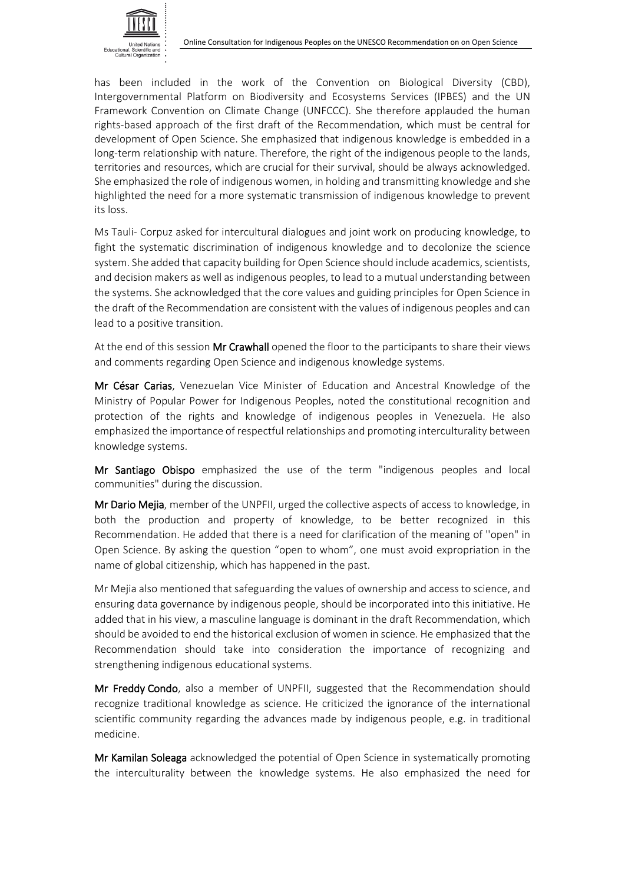has been included in the work of the Convention on Biological Diversity (CBD), Intergovernmental Platform on Biodiversity and Ecosystems Services (IPBES) and the UN Framework Convention on Climate Change (UNFCCC). She therefore applauded the human rights-based approach of the first draft of the Recommendation, which must be central for development of Open Science. She emphasized that indigenous knowledge is embedded in a long-term relationship with nature. Therefore, the right of the indigenous people to the lands, territories and resources, which are crucial for their survival, should be always acknowledged. She emphasized the role of indigenous women, in holding and transmitting knowledge and she highlighted the need for a more systematic transmission of indigenous knowledge to prevent its loss.

Ms Tauli- Corpuz asked for intercultural dialogues and joint work on producing knowledge, to fight the systematic discrimination of indigenous knowledge and to decolonize the science system. She added that capacity building for Open Science should include academics, scientists, and decision makers as well as indigenous peoples, to lead to a mutual understanding between the systems. She acknowledged that the core values and guiding principles for Open Science in the draft of the Recommendation are consistent with the values of indigenous peoples and can lead to a positive transition.

At the end of this session **Mr Crawhall** opened the floor to the participants to share their views and comments regarding Open Science and indigenous knowledge systems.

**Mr César Carias**, Venezuelan Vice Minister of Education and Ancestral Knowledge of the Ministry of Popular Power for Indigenous Peoples, noted the constitutional recognition and protection of the rights and knowledge of indigenous peoples in Venezuela. He also emphasized the importance of respectful relationships and promoting interculturality between knowledge systems.

**Mr Santiago Obispo** emphasized the use of the term "indigenous peoples and local communities" during the discussion.

**Mr Dario Mejia**, member of the UNPFII, urged the collective aspects of access to knowledge, in both the production and property of knowledge, to be better recognized in this Recommendation. He added that there is a need for clarification of the meaning of ''open" in Open Science. By asking the question "open to whom", one must avoid expropriation in the name of global citizenship, which has happened in the past.

Mr Mejia also mentioned that safeguarding the values of ownership and access to science, and ensuring data governance by indigenous people, should be incorporated into this initiative. He added that in his view, a masculine language is dominant in the draft Recommendation, which should be avoided to end the historical exclusion of women in science. He emphasized that the Recommendation should take into consideration the importance of recognizing and strengthening indigenous educational systems.

**Mr Freddy Condo**, also a member of UNPFII, suggested that the Recommendation should recognize traditional knowledge as science. He criticized the ignorance of the international scientific community regarding the advances made by indigenous people, e.g. in traditional medicine.

**Mr Kamilan Soleaga** acknowledged the potential of Open Science in systematically promoting the interculturality between the knowledge systems. He also emphasized the need for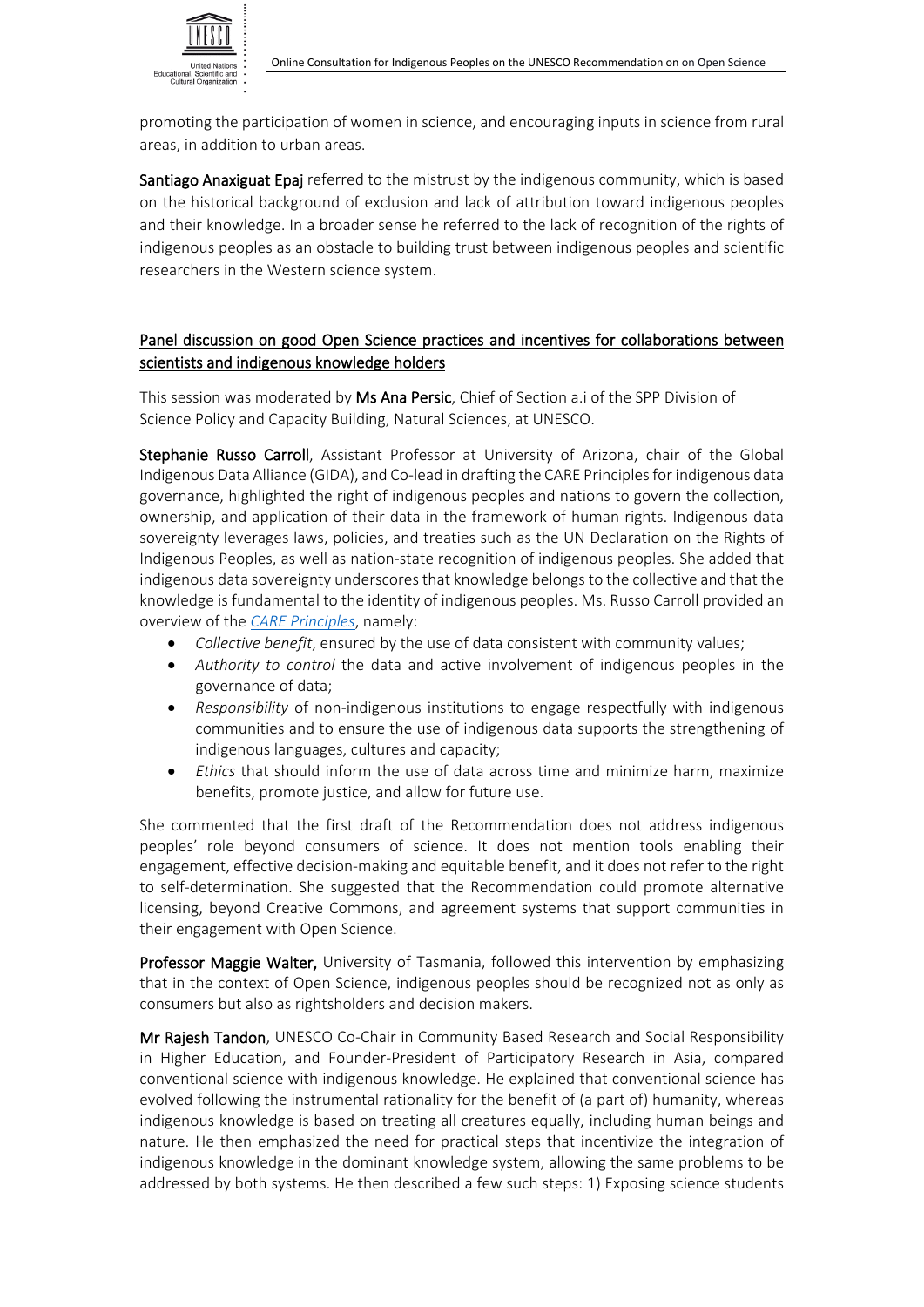promoting the participation of women in science, and encouraging inputs in science from rural areas, in addition to urban areas.

**Santiago Anaxiguat Epaj** referred to the mistrust by the indigenous community, which is based on the historical background of exclusion and lack of attribution toward indigenous peoples and their knowledge. In a broader sense he referred to the lack of recognition of the rights of indigenous peoples as an obstacle to building trust between indigenous peoples and scientific researchers in the Western science system.

<u>Panel discussion on good Open Science practices and incentives for collaborations between scientists and indigenous knowledge holders</u>

This session was moderated by **Ms Ana Persic**, Chief of Section a.i of the SPP Division of Science Policy and Capacity Building, Natural Sciences, at UNESCO.

**Stephanie Russo Carroll**, Assistant Professor at University of Arizona, chair of the Global Indigenous Data Alliance (GIDA), and Co-lead in drafting the CARE Principles for indigenous data governance, highlighted the right of indigenous peoples and nations to govern the collection, ownership, and application of their data in the framework of human rights. Indigenous data sovereignty leverages laws, policies, and treaties such as the UN Declaration on the Rights of Indigenous Peoples, as well as nation-state recognition of indigenous peoples. She added that indigenous data sovereignty underscores that knowledge belongs to the collective and that the knowledge is fundamental to the identity of indigenous peoples. Ms. Russo Carroll provided an overview of the *CARE Principles*, namely:

- *Collective benefit*, ensured by the use of data consistent with community values;
- *Authority to control* the data and active involvement of indigenous peoples in the governance of data;
- *Responsibility* of non-indigenous institutions to engage respectfully with indigenous communities and to ensure the use of indigenous data supports the strengthening of indigenous languages, cultures and capacity;
- *Ethics* that should inform the use of data across time and minimize harm, maximize benefits, promote justice, and allow for future use.

She commented that the first draft of the Recommendation does not address indigenous peoples' role beyond consumers of science. It does not mention tools enabling their engagement, effective decision-making and equitable benefit, and it does not refer to the right to self-determination. She suggested that the Recommendation could promote alternative licensing, beyond Creative Commons, and agreement systems that support communities in their engagement with Open Science.

**Professor Maggie Walter,** University of Tasmania, followed this intervention by emphasizing that in the context of Open Science, indigenous peoples should be recognized not as only as consumers but also as rightsholders and decision makers.

**Mr Rajesh Tandon**, UNESCO Co-Chair in Community Based Research and Social Responsibility in Higher Education, and Founder-President of Participatory Research in Asia, compared conventional science with indigenous knowledge. He explained that conventional science has evolved following the instrumental rationality for the benefit of (a part of) humanity, whereas indigenous knowledge is based on treating all creatures equally, including human beings and nature. He then emphasized the need for practical steps that incentivize the integration of indigenous knowledge in the dominant knowledge system, allowing the same problems to be addressed by both systems. He then described a few such steps: 1) Exposing science students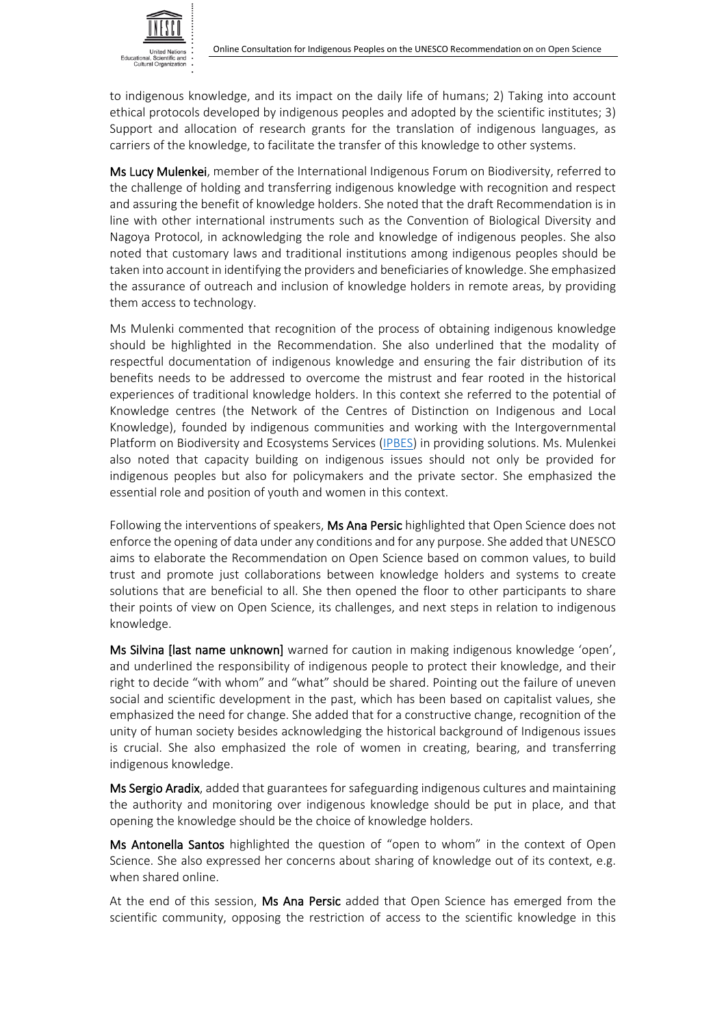to indigenous knowledge, and its impact on the daily life of humans; 2) Taking into account ethical protocols developed by indigenous peoples and adopted by the scientific institutes; 3) Support and allocation of research grants for the translation of indigenous languages, as carriers of the knowledge, to facilitate the transfer of this knowledge to other systems.

**Ms Lucy Mulenkei**, member of the International Indigenous Forum on Biodiversity, referred to the challenge of holding and transferring indigenous knowledge with recognition and respect and assuring the benefit of knowledge holders. She noted that the draft Recommendation is in line with other international instruments such as the Convention of Biological Diversity and Nagoya Protocol, in acknowledging the role and knowledge of indigenous peoples. She also noted that customary laws and traditional institutions among indigenous peoples should be taken into account in identifying the providers and beneficiaries of knowledge. She emphasized the assurance of outreach and inclusion of knowledge holders in remote areas, by providing them access to technology.

Ms Mulenki commented that recognition of the process of obtaining indigenous knowledge should be highlighted in the Recommendation. She also underlined that the modality of respectful documentation of indigenous knowledge and ensuring the fair distribution of its benefits needs to be addressed to overcome the mistrust and fear rooted in the historical experiences of traditional knowledge holders. In this context she referred to the potential of Knowledge centres (the Network of the Centres of Distinction on Indigenous and Local Knowledge), founded by indigenous communities and working with the Intergovernmental Platform on Biodiversity and Ecosystems Services (IPBES) in providing solutions. Ms. Mulenkei also noted that capacity building on indigenous issues should not only be provided for indigenous peoples but also for policymakers and the private sector. She emphasized the essential role and position of youth and women in this context.

Following the interventions of speakers, **Ms Ana Persic** highlighted that Open Science does not enforce the opening of data under any conditions and for any purpose. She added that UNESCO aims to elaborate the Recommendation on Open Science based on common values, to build trust and promote just collaborations between knowledge holders and systems to create solutions that are beneficial to all. She then opened the floor to other participants to share their points of view on Open Science, its challenges, and next steps in relation to indigenous knowledge.

**Ms Silvina [last name unknown]** warned for caution in making indigenous knowledge 'open', and underlined the responsibility of indigenous people to protect their knowledge, and their right to decide "with whom" and "what" should be shared. Pointing out the failure of uneven social and scientific development in the past, which has been based on capitalist values, she emphasized the need for change. She added that for a constructive change, recognition of the unity of human society besides acknowledging the historical background of Indigenous issues is crucial. She also emphasized the role of women in creating, bearing, and transferring indigenous knowledge.

**Ms Sergio Aradix**, added that guarantees for safeguarding indigenous cultures and maintaining the authority and monitoring over indigenous knowledge should be put in place, and that opening the knowledge should be the choice of knowledge holders.

**Ms Antonella Santos** highlighted the question of "open to whom" in the context of Open Science. She also expressed her concerns about sharing of knowledge out of its context, e.g. when shared online.

At the end of this session, **Ms Ana Persic** added that Open Science has emerged from the scientific community, opposing the restriction of access to the scientific knowledge in this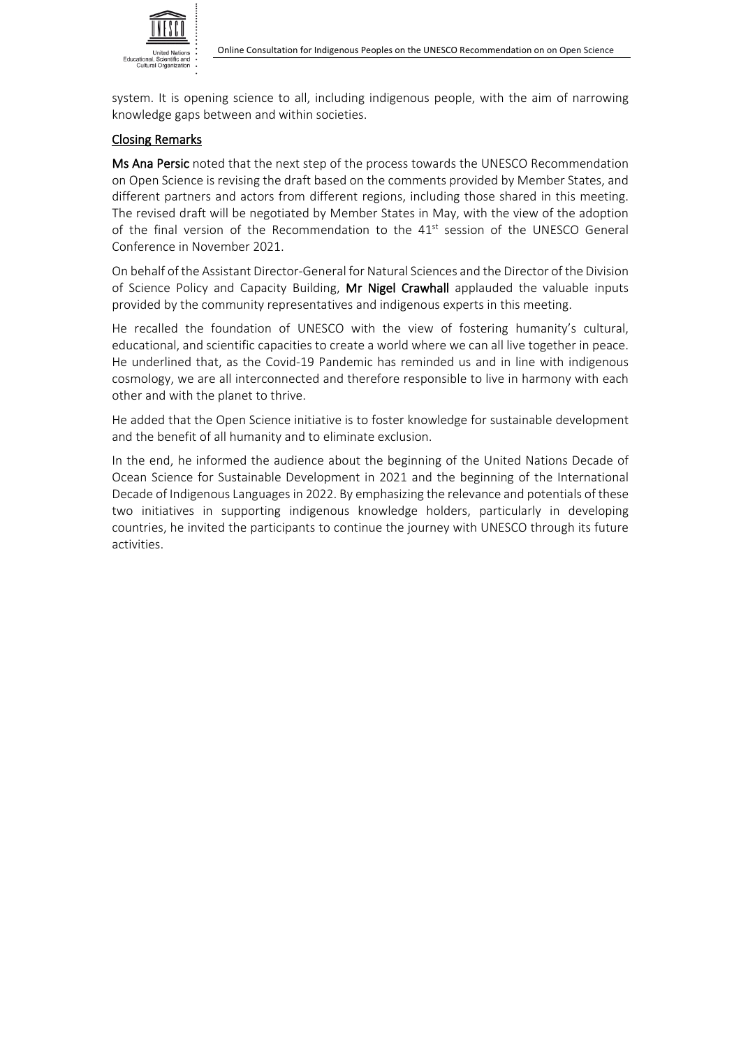system. It is opening science to all, including indigenous people, with the aim of narrowing knowledge gaps between and within societies.

## Closing Remarks

**Ms Ana Persic** noted that the next step of the process towards the UNESCO Recommendation on Open Science is revising the draft based on the comments provided by Member States, and different partners and actors from different regions, including those shared in this meeting. The revised draft will be negotiated by Member States in May, with the view of the adoption of the final version of the Recommendation to the 41st session of the UNESCO General Conference in November 2021.

On behalf of the Assistant Director-General for Natural Sciences and the Director of the Division of Science Policy and Capacity Building, **Mr Nigel Crawhall** applauded the valuable inputs provided by the community representatives and indigenous experts in this meeting.

He recalled the foundation of UNESCO with the view of fostering humanity's cultural, educational, and scientific capacities to create a world where we can all live together in peace. He underlined that, as the Covid-19 Pandemic has reminded us and in line with indigenous cosmology, we are all interconnected and therefore responsible to live in harmony with each other and with the planet to thrive.

He added that the Open Science initiative is to foster knowledge for sustainable development and the benefit of all humanity and to eliminate exclusion.

In the end, he informed the audience about the beginning of the United Nations Decade of Ocean Science for Sustainable Development in 2021 and the beginning of the International Decade of Indigenous Languages in 2022. By emphasizing the relevance and potentials of these two initiatives in supporting indigenous knowledge holders, particularly in developing countries, he invited the participants to continue the journey with UNESCO through its future activities.